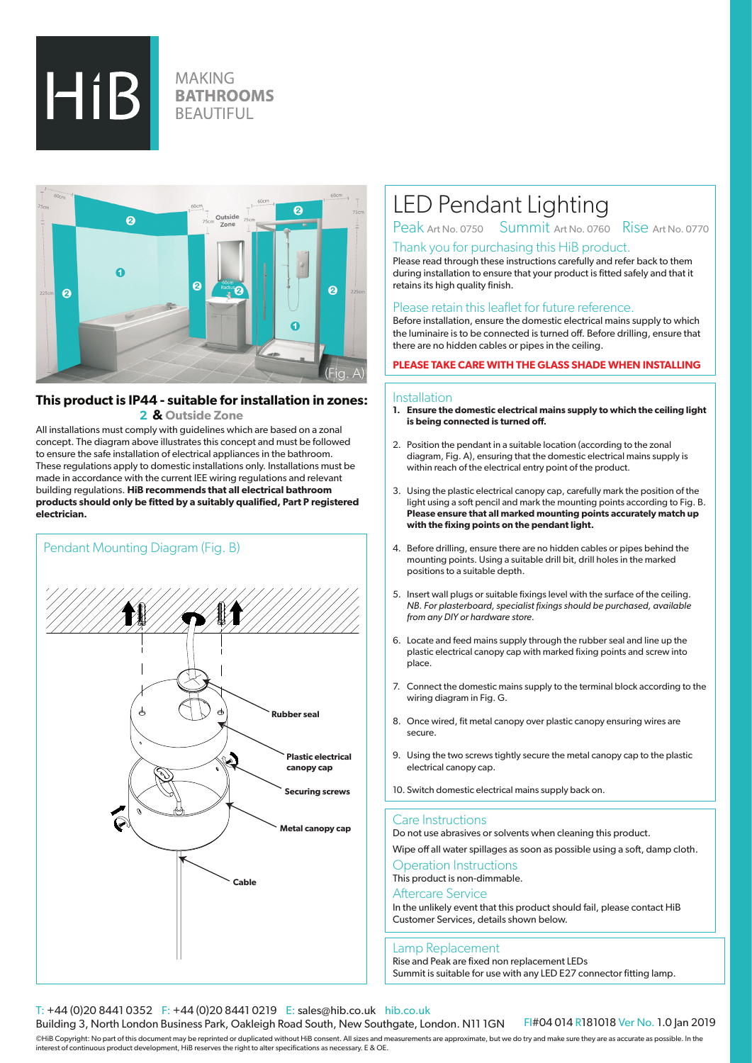# HiB

MAKING **BATHROOMS** BEAUTIFUL

(Fig. A)

**This product is IP44 - suitable for installation in zones: 2 & Outside Zone**

All installations must comply with guidelines which are based on a zonal concept. The diagram above illustrates this concept and must be followed to ensure the safe installation of electrical appliances in the bathroom. These regulations apply to domestic installations only. Installations must be made in accordance with the current IEE wiring regulations and relevant building regulations. **HiB recommends that all electrical bathroom products should only be fitted by a suitably qualified, Part P registered electrician.**

## Pendant Mounting Diagram (Fig. B)

Rubber seal

Plastic electrical canopy cap

Securing screws

Metal canopy cap

Cable

# LED Pendant Lighting

Peak Art No. 0750 Summit Art No. 0760 Rise Art No. 0770

## Thank you for purchasing this HiB product.

Please read through these instructions carefully and refer back to them during installation to ensure that your product is fitted safely and that it retains its high quality finish.

## Please retain this leaflet for future reference.

Before installation, ensure the domestic electrical mains supply to which the luminaire is to be connected is turned off. Before drilling, ensure that there are no hidden cables or pipes in the ceiling.

**PLEASE TAKE CARE WITH THE GLASS SHADE WHEN INSTALLING**

## Installation

1. **Ensure the domestic electrical mains supply to which the ceiling light is being connected is turned off.**
2. Position the pendant in a suitable location (according to the zonal diagram, Fig. A), ensuring that the domestic electrical mains supply is within reach of the electrical entry point of the product.
3. Using the plastic electrical canopy cap, carefully mark the position of the light using a soft pencil and mark the mounting points according to Fig. B. **Please ensure that all marked mounting points accurately match up with the fixing points on the pendant light.**
4. Before drilling, ensure there are no hidden cables or pipes behind the mounting points. Using a suitable drill bit, drill holes in the marked positions to a suitable depth.
5. Insert wall plugs or suitable fixings level with the surface of the ceiling. *NB. For plasterboard, specialist fixings should be purchased, available from any DIY or hardware store.*
6. Locate and feed mains supply through the rubber seal and line up the plastic electrical canopy cap with marked fixing points and screw into place.
7. Connect the domestic mains supply to the terminal block according to the wiring diagram in Fig. G.
8. Once wired, fit metal canopy over plastic canopy ensuring wires are secure.
9. Using the two screws tightly secure the metal canopy cap to the plastic electrical canopy cap.
10. Switch domestic electrical mains supply back on.

## Care Instructions

Do not use abrasives or solvents when cleaning this product.

Wipe off all water spillages as soon as possible using a soft, damp cloth.

## Operation Instructions

This product is non-dimmable.

## Aftercare Service

In the unlikely event that this product should fail, please contact HiB Customer Services, details shown below.

## Lamp Replacement

Rise and Peak are fixed non replacement LEDs

Summit is suitable for use with any LED E27 connector fitting lamp.

T: +44 (0)20 8441 0352 F: +44 (0)20 8441 0219 E: sales@hib.co.uk hib.co.uk

Building 3, North London Business Park, Oakleigh Road South, New Southgate, London. N11 1GN FI#04 014 R181018 Ver No. 1.0 Jan 2019

©HiB Copyright: No part of this document may be reprinted or duplicated without HiB consent. All sizes and measurements are approximate, but we do try and make sure they are as accurate as possible. In the interest of continuous product development, HiB reserves the right to alter specifications as necessary. E & OE.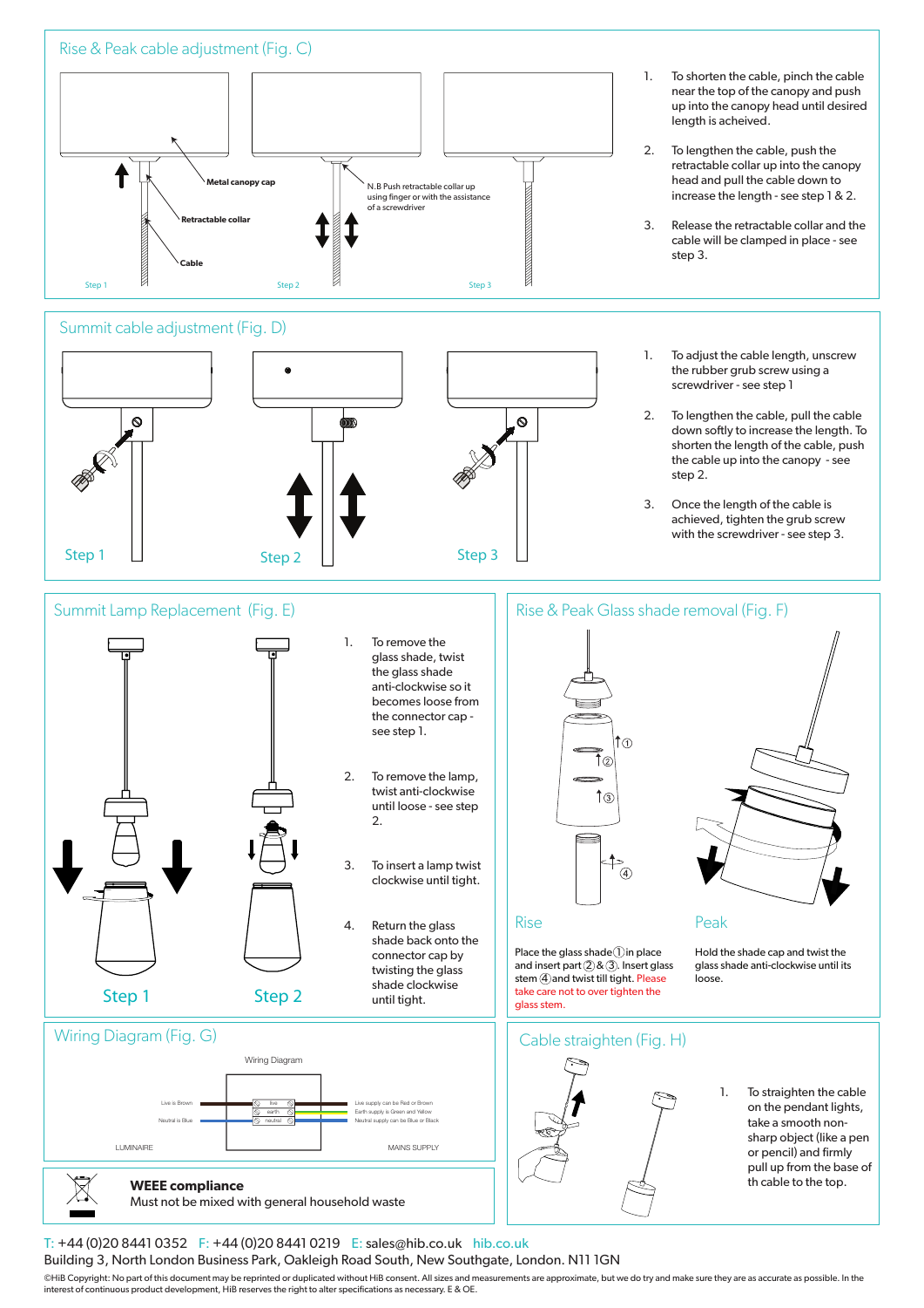## Rise & Peak cable adjustment (Fig. C)

Metal canopy cap

Retractable collar

Cable

N.B Push retractable collar up using finger or with the assistance of a screwdriver

Step 1

Step 2

Step 3

1. To shorten the cable, pinch the cable near the top of the canopy and push up into the canopy head until desired length is acheived.
2. To lengthen the cable, push the retractable collar up into the canopy head and pull the cable down to increase the length - see step 1 & 2.
3. Release the retractable collar and the cable will be clamped in place - see step 3.

## Summit cable adjustment (Fig. D)

Step 1

Step 2

Step 3

1. To adjust the cable length, unscrew the rubber grub screw using a screwdriver - see step 1
2. To lengthen the cable, pull the cable down softly to increase the length. To shorten the length of the cable, push the cable up into the canopy - see step 2.
3. Once the length of the cable is achieved, tighten the grub screw with the screwdriver - see step 3.

## Summit Lamp Replacement (Fig. E)

Step 1

Step 2

1. To remove the glass shade, twist the glass shade anti-clockwise so it becomes loose from the connector cap - see step 1.
2. To remove the lamp, twist anti-clockwise until loose - see step 2.
3. To insert a lamp twist clockwise until tight.
4. Return the glass shade back onto the connector cap by twisting the glass shade clockwise until tight.

## Rise & Peak Glass shade removal (Fig. F)

### Rise

Place the glass shade ① in place and insert part ② & ③. Insert glass stem ④ and twist till tight. Please take care not to over tighten the glass stem.

### Peak

Hold the shade cap and twist the glass shade anti-clockwise until its loose.

## Wiring Diagram (Fig. G)

Wiring Diagram

Live is Brown

Neutral is Blue

live

earth

neutral

Live supply can be Red or Brown

Earth supply is Green and Yellow

Neutral supply can be Blue or Black

LUMINAIRE

MAINS SUPPLY

## Cable straighten (Fig. H)

1. To straighten the cable on the pendant lights, take a smooth non-sharp object (like a pen or pencil) and firmly pull up from the base of th cable to the top.

**WEEE compliance**

Must not be mixed with general household waste

T: +44 (0)20 8441 0352 F: +44 (0)20 8441 0219 E: sales@hib.co.uk hib.co.uk

Building 3, North London Business Park, Oakleigh Road South, New Southgate, London. N11 1GN

©HiB Copyright: No part of this document may be reprinted or duplicated without HiB consent. All sizes and measurements are approximate, but we do try and make sure they are as accurate as possible. In the interest of continuous product development, HiB reserves the right to alter specifications as necessary. E & OE.